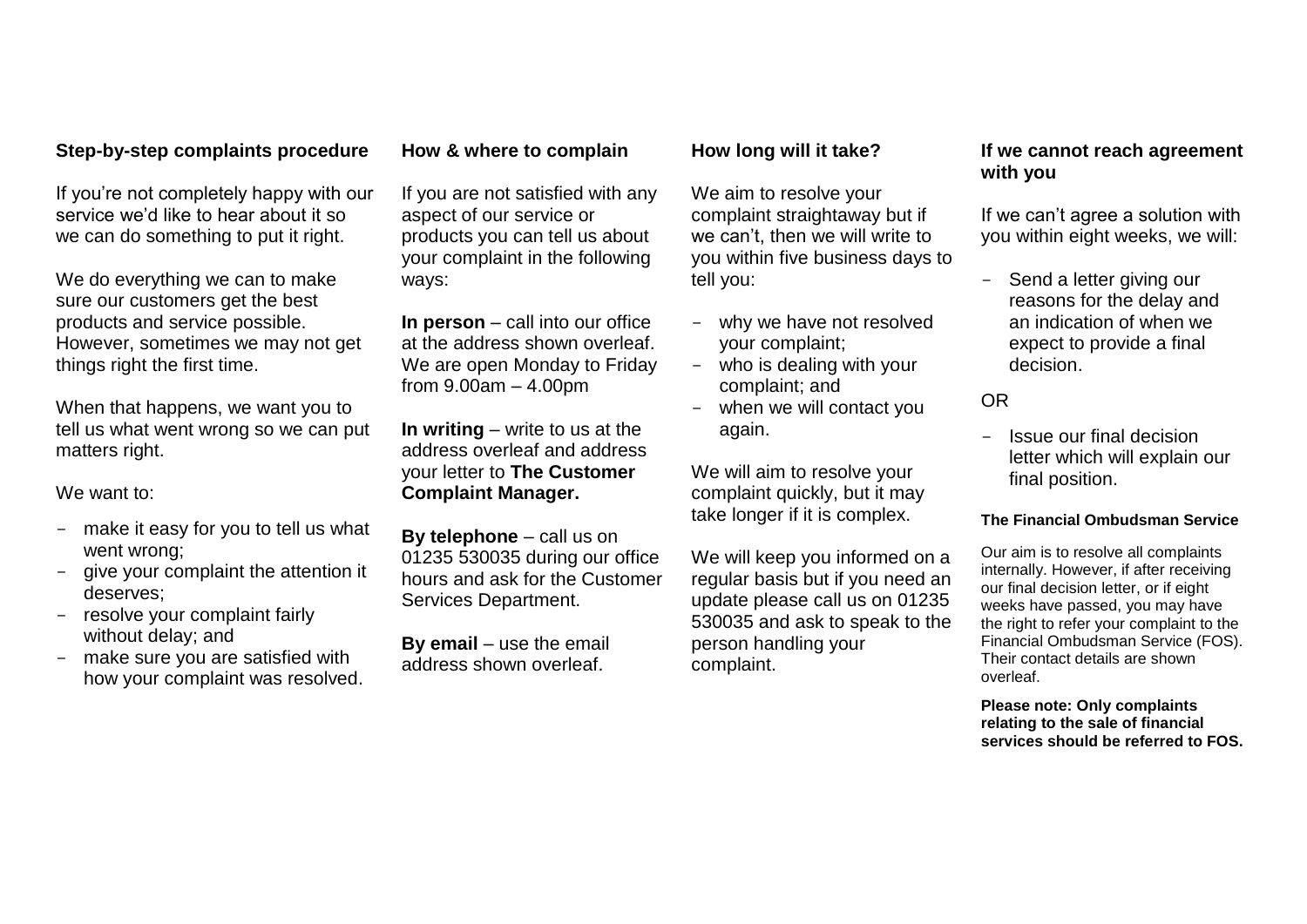## Step-by-step complaints procedure

If you're not completely happy with our service we'd like to hear about it so we can do something to put it right.

We do everything we can to make sure our customers get the best products and service possible. However, sometimes we may not get things right the first time.

When that happens, we want you to tell us what went wrong so we can put matters right.

We want to:

- make it easy for you to tell us what went wrong;
- give your complaint the attention it deserves;
- resolve your complaint fairly without delay; and
- make sure you are satisfied with how your complaint was resolved.

## How & where to complain

If you are not satisfied with any aspect of our service or products you can tell us about your complaint in the following ways:

**In person** – call into our office at the address shown overleaf. We are open Monday to Friday from 9.00am – 4.00pm

**In writing** – write to us at the address overleaf and address your letter to **The Customer Complaint Manager.**

**By telephone** – call us on 01235 530035 during our office hours and ask for the Customer Services Department.

**By email** – use the email address shown overleaf.

## How long will it take?

We aim to resolve your complaint straightaway but if we can't, then we will write to you within five business days to tell you:

- why we have not resolved your complaint;
- who is dealing with your complaint; and
- when we will contact you again.

We will aim to resolve your complaint quickly, but it may take longer if it is complex.

We will keep you informed on a regular basis but if you need an update please call us on 01235 530035 and ask to speak to the person handling your complaint.

## If we cannot reach agreement with you

If we can't agree a solution with you within eight weeks, we will:

- Send a letter giving our reasons for the delay and an indication of when we expect to provide a final decision.

OR

- Issue our final decision letter which will explain our final position.

### The Financial Ombudsman Service

Our aim is to resolve all complaints internally. However, if after receiving our final decision letter, or if eight weeks have passed, you may have the right to refer your complaint to the Financial Ombudsman Service (FOS). Their contact details are shown overleaf.

**Please note: Only complaints relating to the sale of financial services should be referred to FOS.**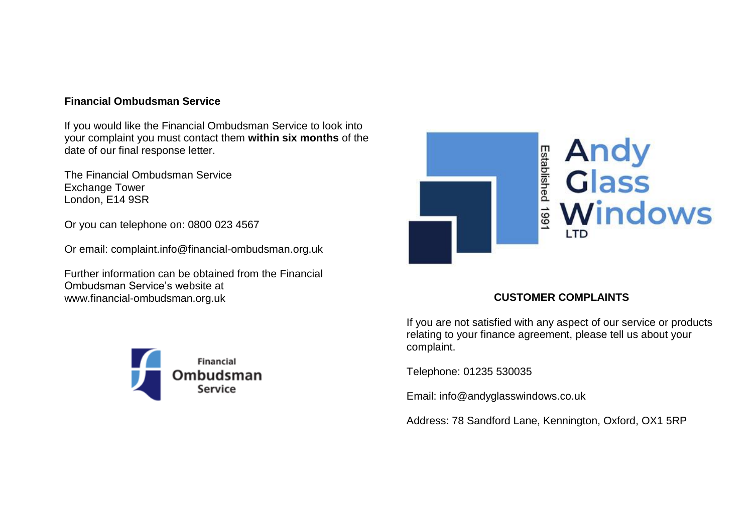## Financial Ombudsman Service

If you would like the Financial Ombudsman Service to look into your complaint you must contact them **within six months** of the date of our final response letter.

The Financial Ombudsman Service
Exchange Tower
London, E14 9SR

Or you can telephone on: 0800 023 4567

Or email: complaint.info@financial-ombudsman.org.uk

Further information can be obtained from the Financial Ombudsman Service's website at www.financial-ombudsman.org.uk

Financial Ombudsman Service

Andy Glass Windows LTD

Established 1991

## CUSTOMER COMPLAINTS

If you are not satisfied with any aspect of our service or products relating to your finance agreement, please tell us about your complaint.

Telephone: 01235 530035

Email: info@andyglasswindows.co.uk

Address: 78 Sandford Lane, Kennington, Oxford, OX1 5RP